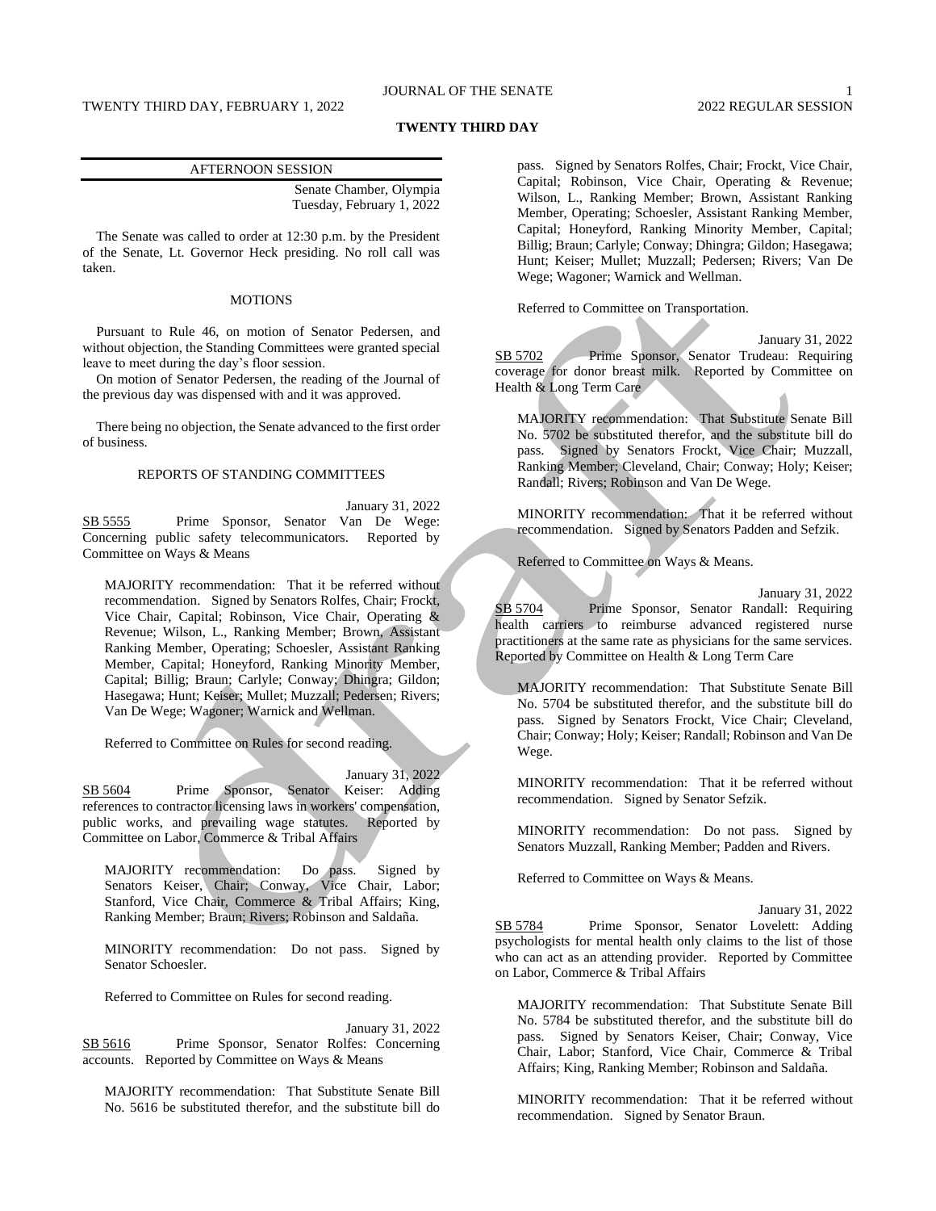# TWENTY THIRD DAY

## AFTERNOON SESSION

Senate Chamber, Olympia
Tuesday, February 1, 2022

The Senate was called to order at 12:30 p.m. by the President of the Senate, Lt. Governor Heck presiding. No roll call was taken.

### MOTIONS

Pursuant to Rule 46, on motion of Senator Pedersen, and without objection, the Standing Committees were granted special leave to meet during the day's floor session.

On motion of Senator Pedersen, the reading of the Journal of the previous day was dispensed with and it was approved.

There being no objection, the Senate advanced to the first order of business.

### REPORTS OF STANDING COMMITTEES

January 31, 2022

SB 5555 Prime Sponsor, Senator Van De Wege: Concerning public safety telecommunicators. Reported by Committee on Ways & Means

MAJORITY recommendation: That it be referred without recommendation. Signed by Senators Rolfes, Chair; Frockt, Vice Chair, Capital; Robinson, Vice Chair, Operating & Revenue; Wilson, L., Ranking Member; Brown, Assistant Ranking Member, Operating; Schoesler, Assistant Ranking Member, Capital; Honeyford, Ranking Minority Member, Capital; Billig; Braun; Carlyle; Conway; Dhingra; Gildon; Hasegawa; Hunt; Keiser; Mullet; Muzzall; Pedersen; Rivers; Van De Wege; Wagoner; Warnick and Wellman.

Referred to Committee on Rules for second reading.

January 31, 2022

SB 5604 Prime Sponsor, Senator Keiser: Adding references to contractor licensing laws in workers' compensation, public works, and prevailing wage statutes. Reported by Committee on Labor, Commerce & Tribal Affairs

MAJORITY recommendation: Do pass. Signed by Senators Keiser, Chair; Conway, Vice Chair, Labor; Stanford, Vice Chair, Commerce & Tribal Affairs; King, Ranking Member; Braun; Rivers; Robinson and Saldaña.

MINORITY recommendation: Do not pass. Signed by Senator Schoesler.

Referred to Committee on Rules for second reading.

January 31, 2022

SB 5616 Prime Sponsor, Senator Rolfes: Concerning accounts. Reported by Committee on Ways & Means

MAJORITY recommendation: That Substitute Senate Bill No. 5616 be substituted therefor, and the substitute bill do pass. Signed by Senators Rolfes, Chair; Frockt, Vice Chair, Capital; Robinson, Vice Chair, Operating & Revenue; Wilson, L., Ranking Member; Brown, Assistant Ranking Member, Operating; Schoesler, Assistant Ranking Member, Capital; Honeyford, Ranking Minority Member, Capital; Billig; Braun; Carlyle; Conway; Dhingra; Gildon; Hasegawa; Hunt; Keiser; Mullet; Muzzall; Pedersen; Rivers; Van De Wege; Wagoner; Warnick and Wellman.

Referred to Committee on Transportation.

January 31, 2022

SB 5702 Prime Sponsor, Senator Trudeau: Requiring coverage for donor breast milk. Reported by Committee on Health & Long Term Care

MAJORITY recommendation: That Substitute Senate Bill No. 5702 be substituted therefor, and the substitute bill do pass. Signed by Senators Frockt, Vice Chair; Muzzall, Ranking Member; Cleveland, Chair; Conway; Holy; Keiser; Randall; Rivers; Robinson and Van De Wege.

MINORITY recommendation: That it be referred without recommendation. Signed by Senators Padden and Sefzik.

Referred to Committee on Ways & Means.

January 31, 2022

SB 5704 Prime Sponsor, Senator Randall: Requiring health carriers to reimburse advanced registered nurse practitioners at the same rate as physicians for the same services. Reported by Committee on Health & Long Term Care

MAJORITY recommendation: That Substitute Senate Bill No. 5704 be substituted therefor, and the substitute bill do pass. Signed by Senators Frockt, Vice Chair; Cleveland, Chair; Conway; Holy; Keiser; Randall; Robinson and Van De Wege.

MINORITY recommendation: That it be referred without recommendation. Signed by Senator Sefzik.

MINORITY recommendation: Do not pass. Signed by Senators Muzzall, Ranking Member; Padden and Rivers.

Referred to Committee on Ways & Means.

January 31, 2022

SB 5784 Prime Sponsor, Senator Lovelett: Adding psychologists for mental health only claims to the list of those who can act as an attending provider. Reported by Committee on Labor, Commerce & Tribal Affairs

MAJORITY recommendation: That Substitute Senate Bill No. 5784 be substituted therefor, and the substitute bill do pass. Signed by Senators Keiser, Chair; Conway, Vice Chair, Labor; Stanford, Vice Chair, Commerce & Tribal Affairs; King, Ranking Member; Robinson and Saldaña.

MINORITY recommendation: That it be referred without recommendation. Signed by Senator Braun.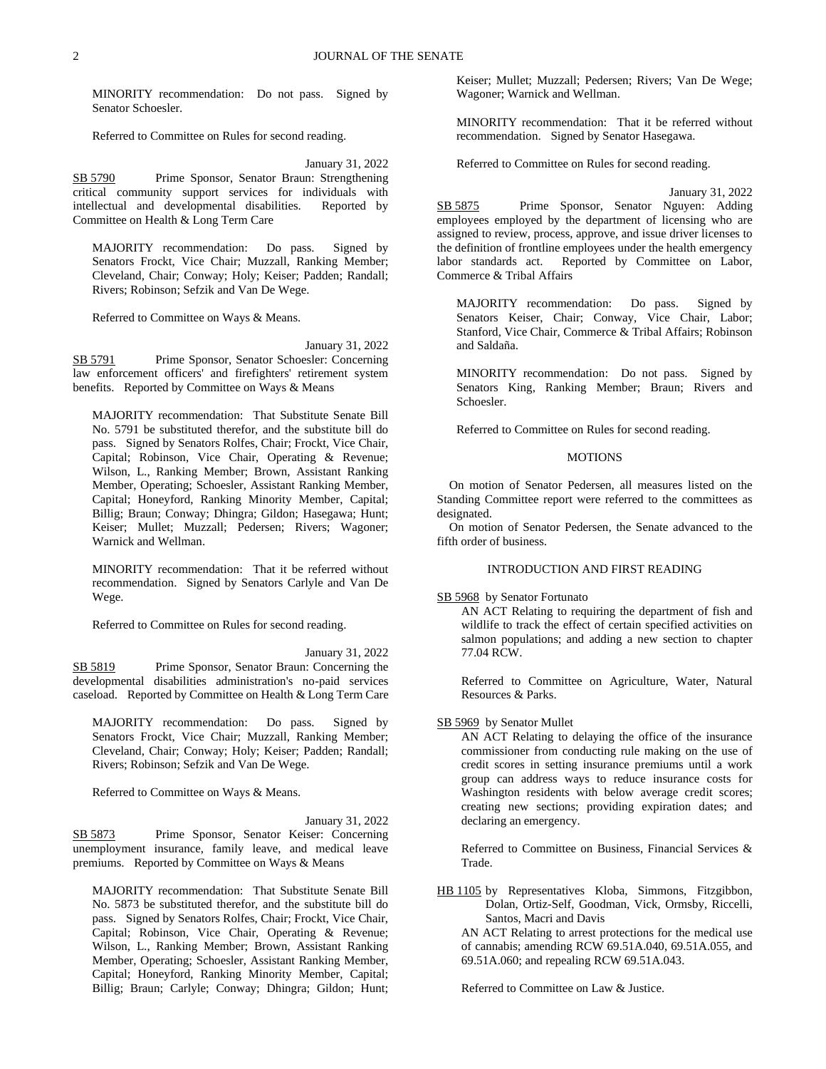MINORITY recommendation: Do not pass. Signed by Senator Schoesler.

Referred to Committee on Rules for second reading.

January 31, 2022

SB 5790 Prime Sponsor, Senator Braun: Strengthening critical community support services for individuals with intellectual and developmental disabilities. Reported by Committee on Health & Long Term Care

MAJORITY recommendation: Do pass. Signed by Senators Frockt, Vice Chair; Muzzall, Ranking Member; Cleveland, Chair; Conway; Holy; Keiser; Padden; Randall; Rivers; Robinson; Sefzik and Van De Wege.

Referred to Committee on Ways & Means.

January 31, 2022

SB 5791 Prime Sponsor, Senator Schoesler: Concerning law enforcement officers' and firefighters' retirement system benefits. Reported by Committee on Ways & Means

MAJORITY recommendation: That Substitute Senate Bill No. 5791 be substituted therefor, and the substitute bill do pass. Signed by Senators Rolfes, Chair; Frockt, Vice Chair, Capital; Robinson, Vice Chair, Operating & Revenue; Wilson, L., Ranking Member; Brown, Assistant Ranking Member, Operating; Schoesler, Assistant Ranking Member, Capital; Honeyford, Ranking Minority Member, Capital; Billig; Braun; Conway; Dhingra; Gildon; Hasegawa; Hunt; Keiser; Mullet; Muzzall; Pedersen; Rivers; Wagoner; Warnick and Wellman.

MINORITY recommendation: That it be referred without recommendation. Signed by Senators Carlyle and Van De Wege.

Referred to Committee on Rules for second reading.

January 31, 2022

SB 5819 Prime Sponsor, Senator Braun: Concerning the developmental disabilities administration's no-paid services caseload. Reported by Committee on Health & Long Term Care

MAJORITY recommendation: Do pass. Signed by Senators Frockt, Vice Chair; Muzzall, Ranking Member; Cleveland, Chair; Conway; Holy; Keiser; Padden; Randall; Rivers; Robinson; Sefzik and Van De Wege.

Referred to Committee on Ways & Means.

January 31, 2022

SB 5873 Prime Sponsor, Senator Keiser: Concerning unemployment insurance, family leave, and medical leave premiums. Reported by Committee on Ways & Means

MAJORITY recommendation: That Substitute Senate Bill No. 5873 be substituted therefor, and the substitute bill do pass. Signed by Senators Rolfes, Chair; Frockt, Vice Chair, Capital; Robinson, Vice Chair, Operating & Revenue; Wilson, L., Ranking Member; Brown, Assistant Ranking Member, Operating; Schoesler, Assistant Ranking Member, Capital; Honeyford, Ranking Minority Member, Capital; Billig; Braun; Carlyle; Conway; Dhingra; Gildon; Hunt; Keiser; Mullet; Muzzall; Pedersen; Rivers; Van De Wege; Wagoner; Warnick and Wellman.

MINORITY recommendation: That it be referred without recommendation. Signed by Senator Hasegawa.

Referred to Committee on Rules for second reading.

January 31, 2022

SB 5875 Prime Sponsor, Senator Nguyen: Adding employees employed by the department of licensing who are assigned to review, process, approve, and issue driver licenses to the definition of frontline employees under the health emergency labor standards act. Reported by Committee on Labor, Commerce & Tribal Affairs

MAJORITY recommendation: Do pass. Signed by Senators Keiser, Chair; Conway, Vice Chair, Labor; Stanford, Vice Chair, Commerce & Tribal Affairs; Robinson and Saldaña.

MINORITY recommendation: Do not pass. Signed by Senators King, Ranking Member; Braun; Rivers and Schoesler.

Referred to Committee on Rules for second reading.

## MOTIONS

On motion of Senator Pedersen, all measures listed on the Standing Committee report were referred to the committees as designated.

On motion of Senator Pedersen, the Senate advanced to the fifth order of business.

## INTRODUCTION AND FIRST READING

SB 5968 by Senator Fortunato

AN ACT Relating to requiring the department of fish and wildlife to track the effect of certain specified activities on salmon populations; and adding a new section to chapter 77.04 RCW.

Referred to Committee on Agriculture, Water, Natural Resources & Parks.

SB 5969 by Senator Mullet

AN ACT Relating to delaying the office of the insurance commissioner from conducting rule making on the use of credit scores in setting insurance premiums until a work group can address ways to reduce insurance costs for Washington residents with below average credit scores; creating new sections; providing expiration dates; and declaring an emergency.

Referred to Committee on Business, Financial Services & Trade.

HB 1105 by Representatives Kloba, Simmons, Fitzgibbon, Dolan, Ortiz-Self, Goodman, Vick, Ormsby, Riccelli, Santos, Macri and Davis

AN ACT Relating to arrest protections for the medical use of cannabis; amending RCW 69.51A.040, 69.51A.055, and 69.51A.060; and repealing RCW 69.51A.043.

Referred to Committee on Law & Justice.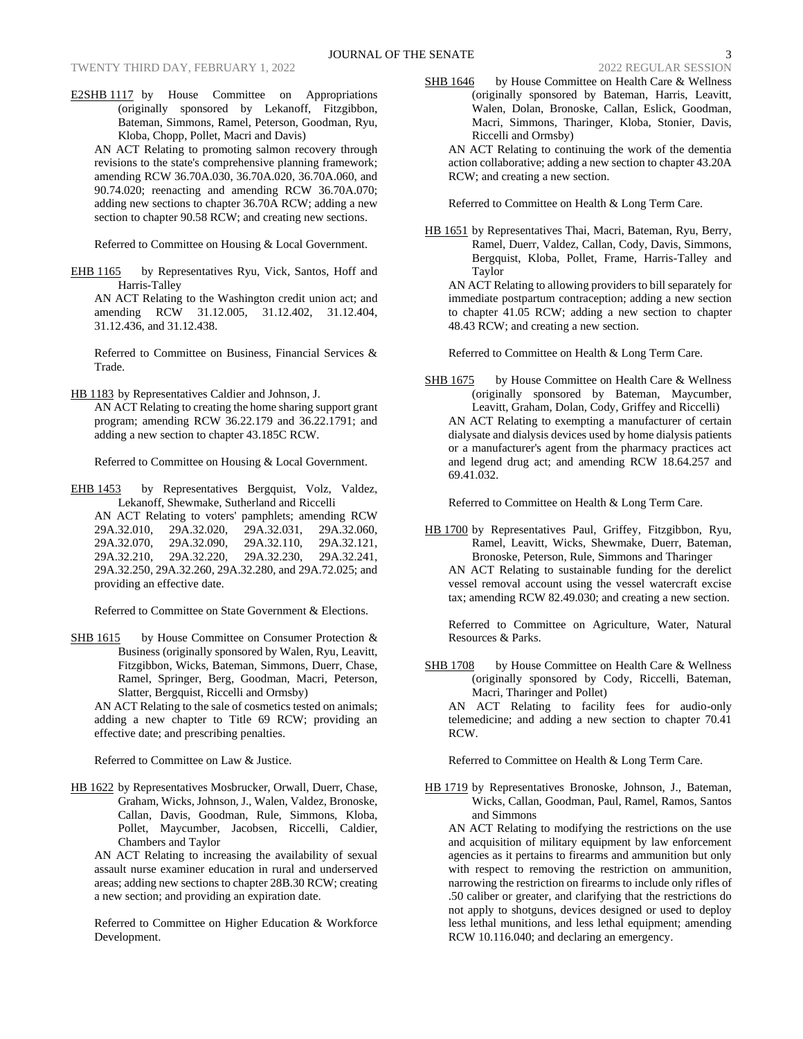E2SHB 1117 by House Committee on Appropriations (originally sponsored by Lekanoff, Fitzgibbon, Bateman, Simmons, Ramel, Peterson, Goodman, Ryu, Kloba, Chopp, Pollet, Macri and Davis)

AN ACT Relating to promoting salmon recovery through revisions to the state's comprehensive planning framework; amending RCW 36.70A.030, 36.70A.020, 36.70A.060, and 90.74.020; reenacting and amending RCW 36.70A.070; adding new sections to chapter 36.70A RCW; adding a new section to chapter 90.58 RCW; and creating new sections.

Referred to Committee on Housing & Local Government.

EHB 1165 by Representatives Ryu, Vick, Santos, Hoff and Harris-Talley

AN ACT Relating to the Washington credit union act; and amending RCW 31.12.005, 31.12.402, 31.12.404, 31.12.436, and 31.12.438.

Referred to Committee on Business, Financial Services & Trade.

HB 1183 by Representatives Caldier and Johnson, J.

AN ACT Relating to creating the home sharing support grant program; amending RCW 36.22.179 and 36.22.1791; and adding a new section to chapter 43.185C RCW.

Referred to Committee on Housing & Local Government.

EHB 1453 by Representatives Bergquist, Volz, Valdez, Lekanoff, Shewmake, Sutherland and Riccelli

AN ACT Relating to voters' pamphlets; amending RCW 29A.32.010, 29A.32.020, 29A.32.031, 29A.32.060, 29A.32.070, 29A.32.090, 29A.32.110, 29A.32.121, 29A.32.210, 29A.32.220, 29A.32.230, 29A.32.241, 29A.32.250, 29A.32.260, 29A.32.280, and 29A.72.025; and providing an effective date.

Referred to Committee on State Government & Elections.

SHB 1615 by House Committee on Consumer Protection & Business (originally sponsored by Walen, Ryu, Leavitt, Fitzgibbon, Wicks, Bateman, Simmons, Duerr, Chase, Ramel, Springer, Berg, Goodman, Macri, Peterson, Slatter, Bergquist, Riccelli and Ormsby)

AN ACT Relating to the sale of cosmetics tested on animals; adding a new chapter to Title 69 RCW; providing an effective date; and prescribing penalties.

Referred to Committee on Law & Justice.

HB 1622 by Representatives Mosbrucker, Orwall, Duerr, Chase, Graham, Wicks, Johnson, J., Walen, Valdez, Bronoske, Callan, Davis, Goodman, Rule, Simmons, Kloba, Pollet, Maycumber, Jacobsen, Riccelli, Caldier, Chambers and Taylor

AN ACT Relating to increasing the availability of sexual assault nurse examiner education in rural and underserved areas; adding new sections to chapter 28B.30 RCW; creating a new section; and providing an expiration date.

Referred to Committee on Higher Education & Workforce Development.

SHB 1646 by House Committee on Health Care & Wellness (originally sponsored by Bateman, Harris, Leavitt, Walen, Dolan, Bronoske, Callan, Eslick, Goodman, Macri, Simmons, Tharinger, Kloba, Stonier, Davis, Riccelli and Ormsby)

AN ACT Relating to continuing the work of the dementia action collaborative; adding a new section to chapter 43.20A RCW; and creating a new section.

Referred to Committee on Health & Long Term Care.

HB 1651 by Representatives Thai, Macri, Bateman, Ryu, Berry, Ramel, Duerr, Valdez, Callan, Cody, Davis, Simmons, Bergquist, Kloba, Pollet, Frame, Harris-Talley and Taylor

AN ACT Relating to allowing providers to bill separately for immediate postpartum contraception; adding a new section to chapter 41.05 RCW; adding a new section to chapter 48.43 RCW; and creating a new section.

Referred to Committee on Health & Long Term Care.

SHB 1675 by House Committee on Health Care & Wellness (originally sponsored by Bateman, Maycumber, Leavitt, Graham, Dolan, Cody, Griffey and Riccelli)

AN ACT Relating to exempting a manufacturer of certain dialysate and dialysis devices used by home dialysis patients or a manufacturer's agent from the pharmacy practices act and legend drug act; and amending RCW 18.64.257 and 69.41.032.

Referred to Committee on Health & Long Term Care.

HB 1700 by Representatives Paul, Griffey, Fitzgibbon, Ryu, Ramel, Leavitt, Wicks, Shewmake, Duerr, Bateman, Bronoske, Peterson, Rule, Simmons and Tharinger

AN ACT Relating to sustainable funding for the derelict vessel removal account using the vessel watercraft excise tax; amending RCW 82.49.030; and creating a new section.

Referred to Committee on Agriculture, Water, Natural Resources & Parks.

SHB 1708 by House Committee on Health Care & Wellness (originally sponsored by Cody, Riccelli, Bateman, Macri, Tharinger and Pollet)

AN ACT Relating to facility fees for audio-only telemedicine; and adding a new section to chapter 70.41 RCW.

Referred to Committee on Health & Long Term Care.

HB 1719 by Representatives Bronoske, Johnson, J., Bateman, Wicks, Callan, Goodman, Paul, Ramel, Ramos, Santos and Simmons

AN ACT Relating to modifying the restrictions on the use and acquisition of military equipment by law enforcement agencies as it pertains to firearms and ammunition but only with respect to removing the restriction on ammunition, narrowing the restriction on firearms to include only rifles of .50 caliber or greater, and clarifying that the restrictions do not apply to shotguns, devices designed or used to deploy less lethal munitions, and less lethal equipment; amending RCW 10.116.040; and declaring an emergency.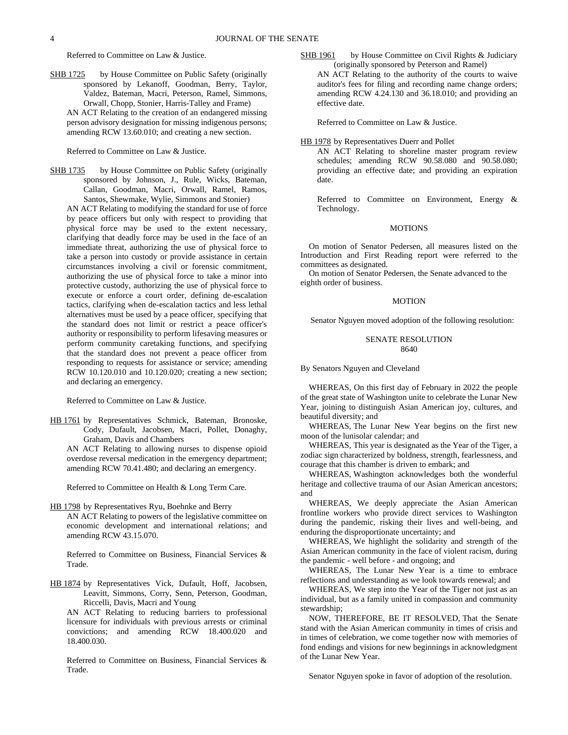Referred to Committee on Law & Justice.

SHB 1725 by House Committee on Public Safety (originally sponsored by Lekanoff, Goodman, Berry, Taylor, Valdez, Bateman, Macri, Peterson, Ramel, Simmons, Orwall, Chopp, Stonier, Harris-Talley and Frame)

AN ACT Relating to the creation of an endangered missing person advisory designation for missing indigenous persons; amending RCW 13.60.010; and creating a new section.

Referred to Committee on Law & Justice.

SHB 1735 by House Committee on Public Safety (originally sponsored by Johnson, J., Rule, Wicks, Bateman, Callan, Goodman, Macri, Orwall, Ramel, Ramos, Santos, Shewmake, Wylie, Simmons and Stonier)

AN ACT Relating to modifying the standard for use of force by peace officers but only with respect to providing that physical force may be used to the extent necessary, clarifying that deadly force may be used in the face of an immediate threat, authorizing the use of physical force to take a person into custody or provide assistance in certain circumstances involving a civil or forensic commitment, authorizing the use of physical force to take a minor into protective custody, authorizing the use of physical force to execute or enforce a court order, defining de-escalation tactics, clarifying when de-escalation tactics and less lethal alternatives must be used by a peace officer, specifying that the standard does not limit or restrict a peace officer's authority or responsibility to perform lifesaving measures or perform community caretaking functions, and specifying that the standard does not prevent a peace officer from responding to requests for assistance or service; amending RCW 10.120.010 and 10.120.020; creating a new section; and declaring an emergency.

Referred to Committee on Law & Justice.

HB 1761 by Representatives Schmick, Bateman, Bronoske, Cody, Dufault, Jacobsen, Macri, Pollet, Donaghy, Graham, Davis and Chambers

AN ACT Relating to allowing nurses to dispense opioid overdose reversal medication in the emergency department; amending RCW 70.41.480; and declaring an emergency.

Referred to Committee on Health & Long Term Care.

HB 1798 by Representatives Ryu, Boehnke and Berry

AN ACT Relating to powers of the legislative committee on economic development and international relations; and amending RCW 43.15.070.

Referred to Committee on Business, Financial Services & Trade.

HB 1874 by Representatives Vick, Dufault, Hoff, Jacobsen, Leavitt, Simmons, Corry, Senn, Peterson, Goodman, Riccelli, Davis, Macri and Young

AN ACT Relating to reducing barriers to professional licensure for individuals with previous arrests or criminal convictions; and amending RCW 18.400.020 and 18.400.030.

Referred to Committee on Business, Financial Services & Trade.

SHB 1961 by House Committee on Civil Rights & Judiciary (originally sponsored by Peterson and Ramel)

AN ACT Relating to the authority of the courts to waive auditor's fees for filing and recording name change orders; amending RCW 4.24.130 and 36.18.010; and providing an effective date.

Referred to Committee on Law & Justice.

HB 1978 by Representatives Duerr and Pollet

AN ACT Relating to shoreline master program review schedules; amending RCW 90.58.080 and 90.58.080; providing an effective date; and providing an expiration date.

Referred to Committee on Environment, Energy & Technology.

## MOTIONS

On motion of Senator Pedersen, all measures listed on the Introduction and First Reading report were referred to the committees as designated.

On motion of Senator Pedersen, the Senate advanced to the eighth order of business.

## MOTION

Senator Nguyen moved adoption of the following resolution:

SENATE RESOLUTION
8640

By Senators Nguyen and Cleveland

WHEREAS, On this first day of February in 2022 the people of the great state of Washington unite to celebrate the Lunar New Year, joining to distinguish Asian American joy, cultures, and beautiful diversity; and

WHEREAS, The Lunar New Year begins on the first new moon of the lunisolar calendar; and

WHEREAS, This year is designated as the Year of the Tiger, a zodiac sign characterized by boldness, strength, fearlessness, and courage that this chamber is driven to embark; and

WHEREAS, Washington acknowledges both the wonderful heritage and collective trauma of our Asian American ancestors; and

WHEREAS, We deeply appreciate the Asian American frontline workers who provide direct services to Washington during the pandemic, risking their lives and well-being, and enduring the disproportionate uncertainty; and

WHEREAS, We highlight the solidarity and strength of the Asian American community in the face of violent racism, during the pandemic - well before - and ongoing; and

WHEREAS, The Lunar New Year is a time to embrace reflections and understanding as we look towards renewal; and

WHEREAS, We step into the Year of the Tiger not just as an individual, but as a family united in compassion and community stewardship;

NOW, THEREFORE, BE IT RESOLVED, That the Senate stand with the Asian American community in times of crisis and in times of celebration, we come together now with memories of fond endings and visions for new beginnings in acknowledgment of the Lunar New Year.

Senator Nguyen spoke in favor of adoption of the resolution.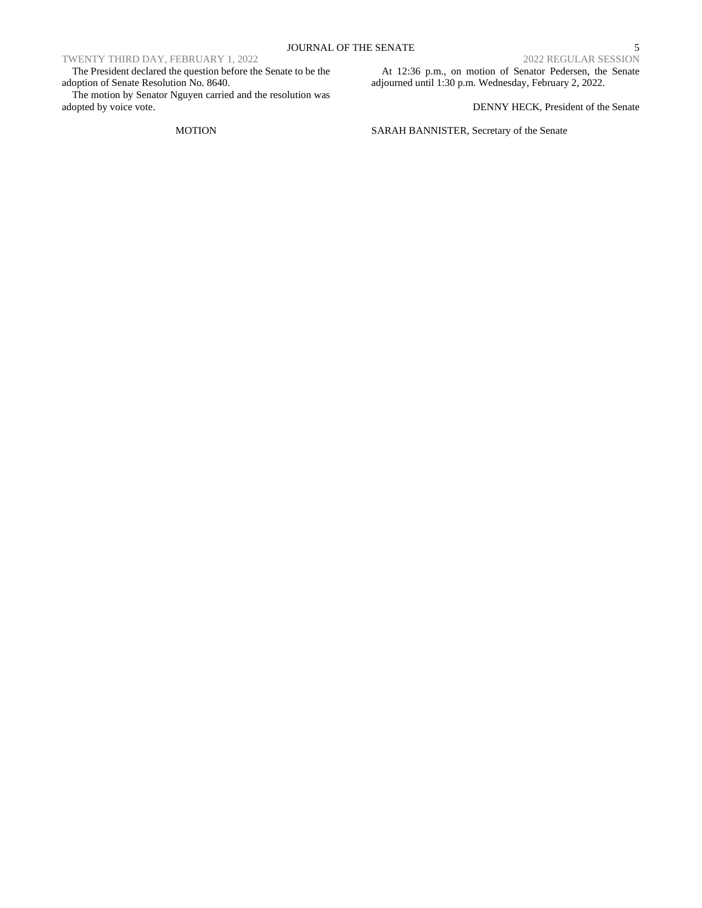The President declared the question before the Senate to be the adoption of Senate Resolution No. 8640.

The motion by Senator Nguyen carried and the resolution was adopted by voice vote.

MOTION

At 12:36 p.m., on motion of Senator Pedersen, the Senate adjourned until 1:30 p.m. Wednesday, February 2, 2022.

DENNY HECK, President of the Senate

SARAH BANNISTER, Secretary of the Senate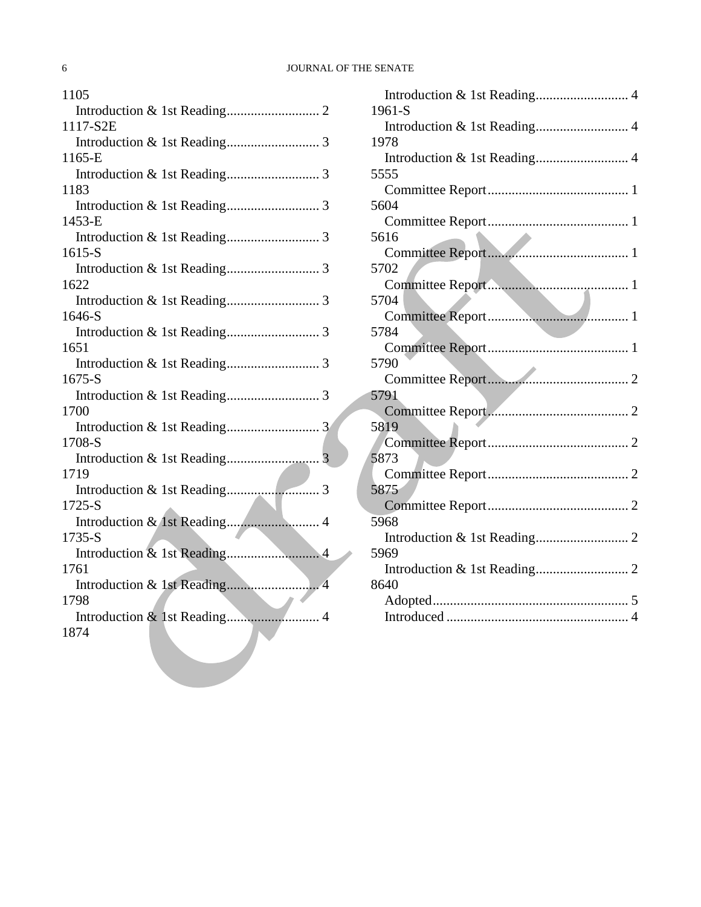1105
  Introduction & 1st Reading........................... 2
1117-S2E
  Introduction & 1st Reading........................... 3
1165-E
  Introduction & 1st Reading........................... 3
1183
  Introduction & 1st Reading........................... 3
1453-E
  Introduction & 1st Reading........................... 3
1615-S
  Introduction & 1st Reading........................... 3
1622
  Introduction & 1st Reading........................... 3
1646-S
  Introduction & 1st Reading........................... 3
1651
  Introduction & 1st Reading........................... 3
1675-S
  Introduction & 1st Reading........................... 3
1700
  Introduction & 1st Reading........................... 3
1708-S
  Introduction & 1st Reading........................... 3
1719
  Introduction & 1st Reading........................... 3
1725-S
  Introduction & 1st Reading........................... 4
1735-S
  Introduction & 1st Reading........................... 4
1761
  Introduction & 1st Reading........................... 4
1798
  Introduction & 1st Reading........................... 4
1874
  Introduction & 1st Reading........................... 4
1961-S
  Introduction & 1st Reading........................... 4
1978
  Introduction & 1st Reading........................... 4
5555
  Committee Report......................................... 1
5604
  Committee Report......................................... 1
5616
  Committee Report......................................... 1
5702
  Committee Report......................................... 1
5704
  Committee Report......................................... 1
5784
  Committee Report......................................... 1
5790
  Committee Report......................................... 2
5791
  Committee Report......................................... 2
5819
  Committee Report......................................... 2
5873
  Committee Report......................................... 2
5875
  Committee Report......................................... 2
5968
  Introduction & 1st Reading........................... 2
5969
  Introduction & 1st Reading........................... 2
8640
  Adopted......................................................... 5
  Introduced ..................................................... 4